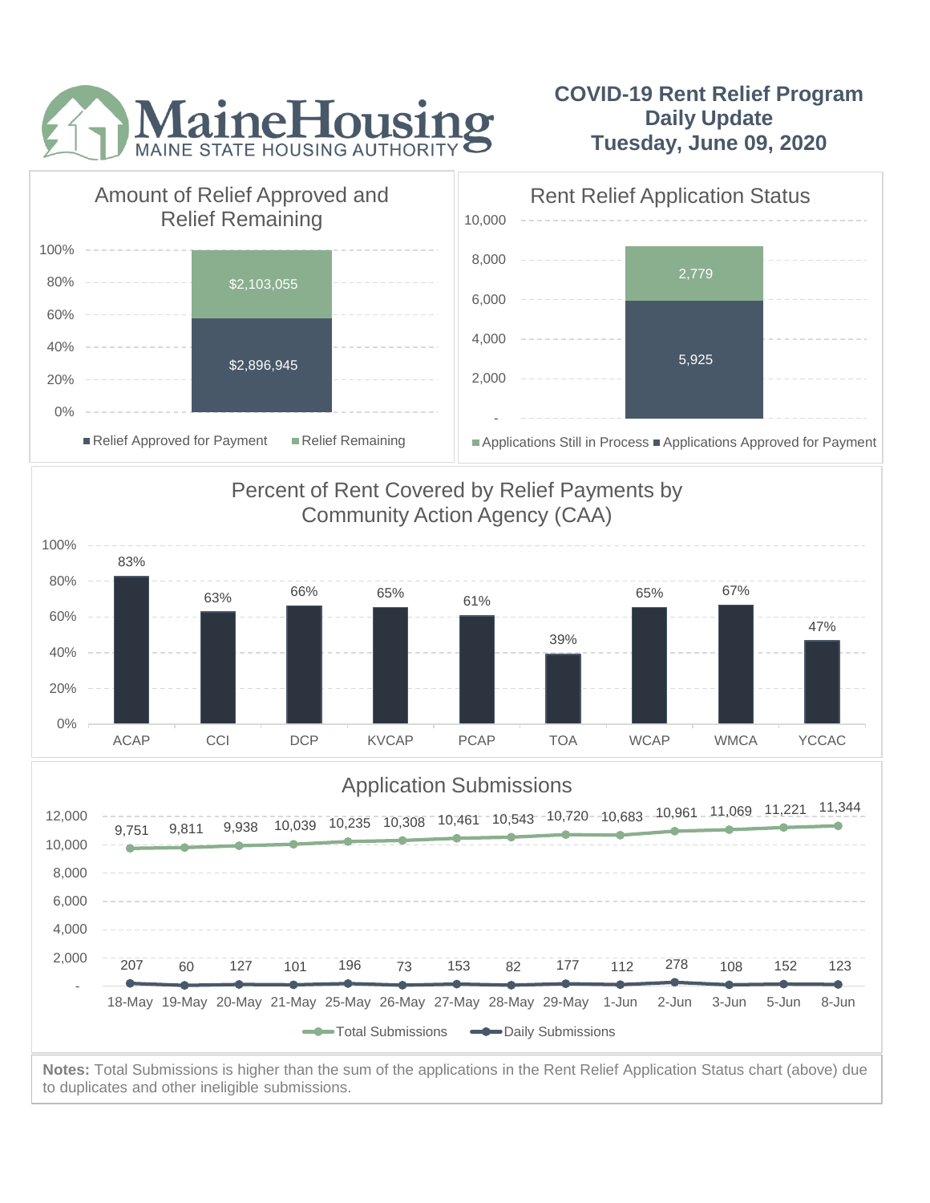# MaineHousing

MAINE STATE HOUSING AUTHORITY

## COVID-19 Rent Relief Program Daily Update Tuesday, June 09, 2020

### Amount of Relief Approved and Relief Remaining

| | Amount |
|---|---|
| Relief Approved for Payment | $2,896,945 |
| Relief Remaining | $2,103,055 |

### Rent Relief Application Status

| | Count |
|---|---|
| Applications Still in Process | 2,779 |
| Applications Approved for Payment | 5,925 |

### Percent of Rent Covered by Relief Payments by Community Action Agency (CAA)

| CAA | Percent |
|---|---|
| ACAP | 83% |
| CCI | 63% |
| DCP | 66% |
| KVCAP | 65% |
| PCAP | 61% |
| TOA | 39% |
| WCAP | 65% |
| WMCA | 67% |
| YCCAC | 47% |

### Application Submissions

| Date | Total Submissions | Daily Submissions |
|---|---|---|
| 18-May | 9,751 | 207 |
| 19-May | 9,811 | 60 |
| 20-May | 9,938 | 127 |
| 21-May | 10,039 | 101 |
| 25-May | 10,235 | 196 |
| 26-May | 10,308 | 73 |
| 27-May | 10,461 | 153 |
| 28-May | 10,543 | 82 |
| 29-May | 10,720 | 177 |
| 1-Jun | 10,683 | 112 |
| 2-Jun | 10,961 | 278 |
| 3-Jun | 11,069 | 108 |
| 5-Jun | 11,221 | 152 |
| 8-Jun | 11,344 | 123 |

**Notes:** Total Submissions is higher than the sum of the applications in the Rent Relief Application Status chart (above) due to duplicates and other ineligible submissions.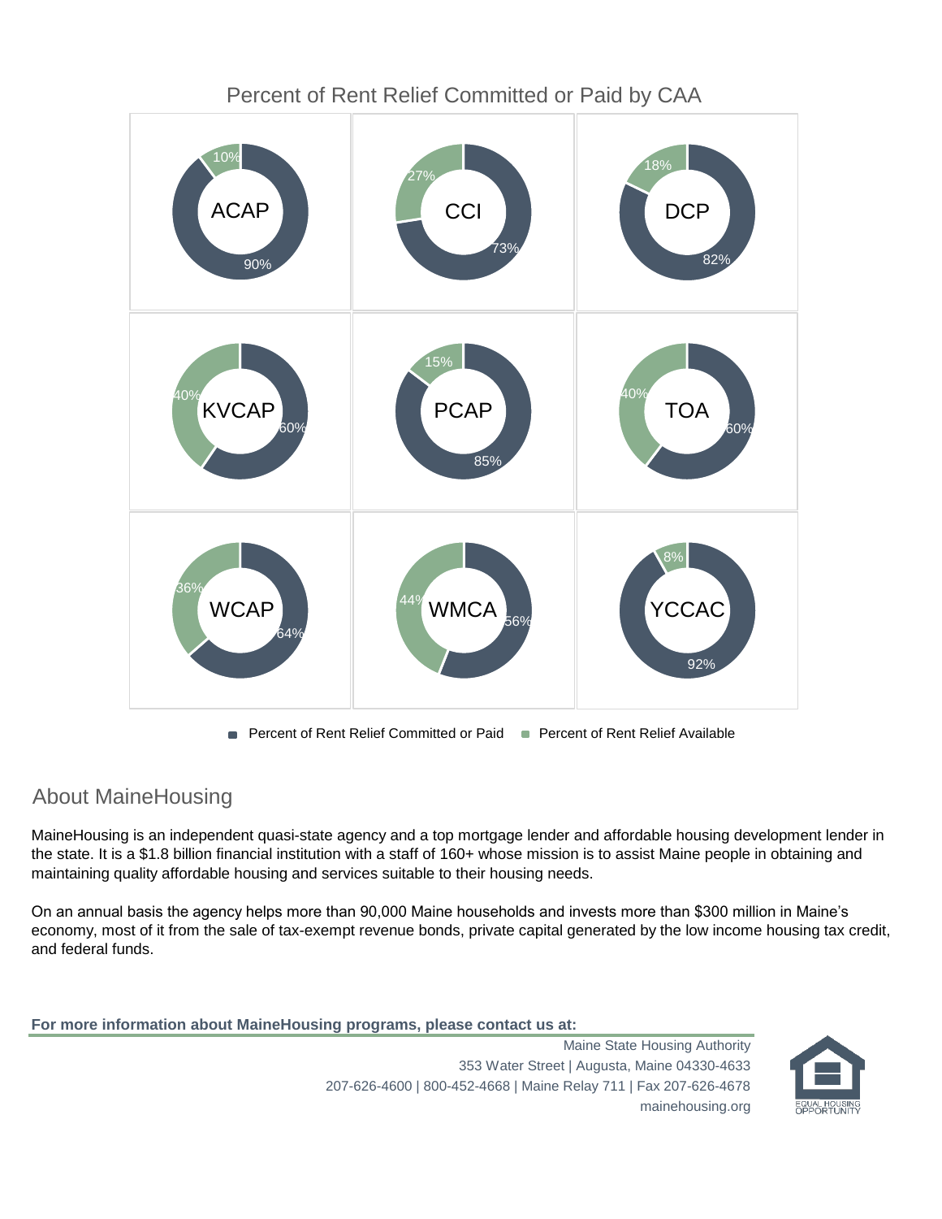## Percent of Rent Relief Committed or Paid by CAA

ACAP
10%
90%

CCI
27%
73%

DCP
18%
82%

KVCAP
40%
60%

PCAP
15%
85%

TOA
40%
60%

WCAP
36%
64%

WMCA
44%
56%

YCCAC
8%
92%

Percent of Rent Relief Committed or Paid
Percent of Rent Relief Available

## About MaineHousing

MaineHousing is an independent quasi-state agency and a top mortgage lender and affordable housing development lender in the state. It is a $1.8 billion financial institution with a staff of 160+ whose mission is to assist Maine people in obtaining and maintaining quality affordable housing and services suitable to their housing needs.

On an annual basis the agency helps more than 90,000 Maine households and invests more than $300 million in Maine's economy, most of it from the sale of tax-exempt revenue bonds, private capital generated by the low income housing tax credit, and federal funds.

**For more information about MaineHousing programs, please contact us at:**

Maine State Housing Authority
353 Water Street | Augusta, Maine 04330-4633
207-626-4600 | 800-452-4668 | Maine Relay 711 | Fax 207-626-4678
mainehousing.org

EQUAL HOUSING OPPORTUNITY